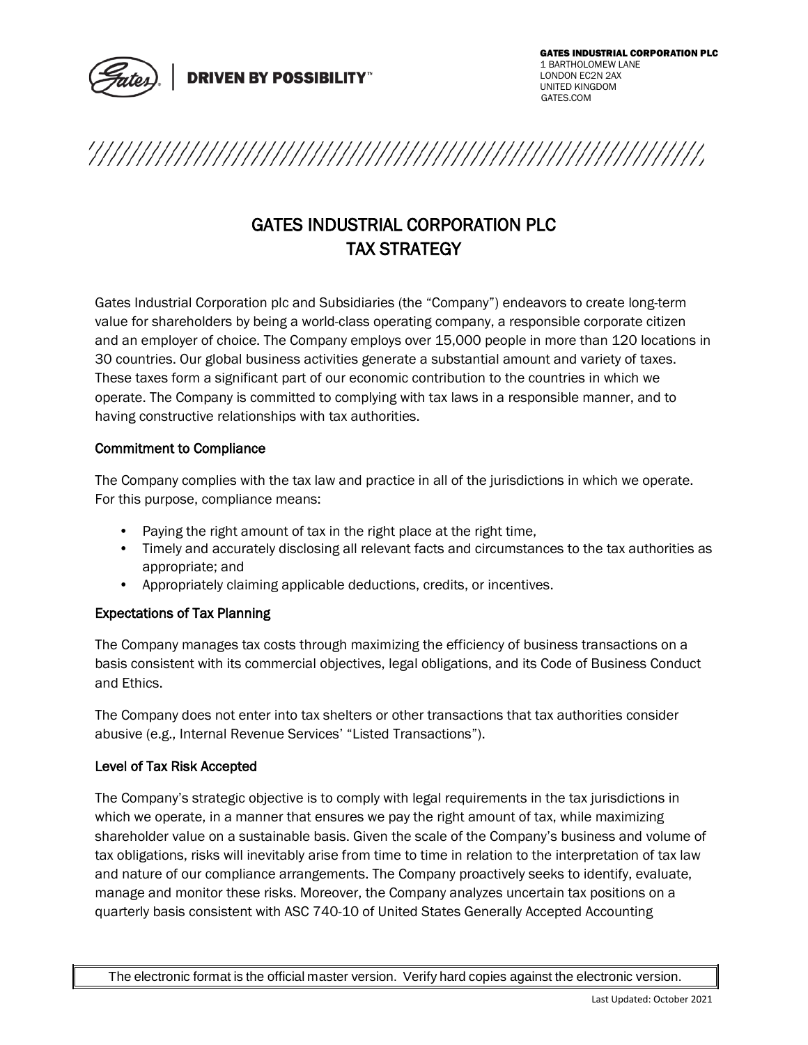GATES INDUSTRIAL CORPORATION PLC
1 BARTHOLOMEW LANE
LONDON EC2N 2AX
UNITED KINGDOM
GATES.COM

# GATES INDUSTRIAL CORPORATION PLC
# TAX STRATEGY

Gates Industrial Corporation plc and Subsidiaries (the "Company") endeavors to create long-term value for shareholders by being a world-class operating company, a responsible corporate citizen and an employer of choice. The Company employs over 15,000 people in more than 120 locations in 30 countries. Our global business activities generate a substantial amount and variety of taxes. These taxes form a significant part of our economic contribution to the countries in which we operate. The Company is committed to complying with tax laws in a responsible manner, and to having constructive relationships with tax authorities.

## Commitment to Compliance

The Company complies with the tax law and practice in all of the jurisdictions in which we operate. For this purpose, compliance means:

- Paying the right amount of tax in the right place at the right time,
- Timely and accurately disclosing all relevant facts and circumstances to the tax authorities as appropriate; and
- Appropriately claiming applicable deductions, credits, or incentives.

## Expectations of Tax Planning

The Company manages tax costs through maximizing the efficiency of business transactions on a basis consistent with its commercial objectives, legal obligations, and its Code of Business Conduct and Ethics.

The Company does not enter into tax shelters or other transactions that tax authorities consider abusive (e.g., Internal Revenue Services' "Listed Transactions").

## Level of Tax Risk Accepted

The Company's strategic objective is to comply with legal requirements in the tax jurisdictions in which we operate, in a manner that ensures we pay the right amount of tax, while maximizing shareholder value on a sustainable basis. Given the scale of the Company's business and volume of tax obligations, risks will inevitably arise from time to time in relation to the interpretation of tax law and nature of our compliance arrangements. The Company proactively seeks to identify, evaluate, manage and monitor these risks. Moreover, the Company analyzes uncertain tax positions on a quarterly basis consistent with ASC 740-10 of United States Generally Accepted Accounting

The electronic format is the official master version. Verify hard copies against the electronic version.

Last Updated: October 2021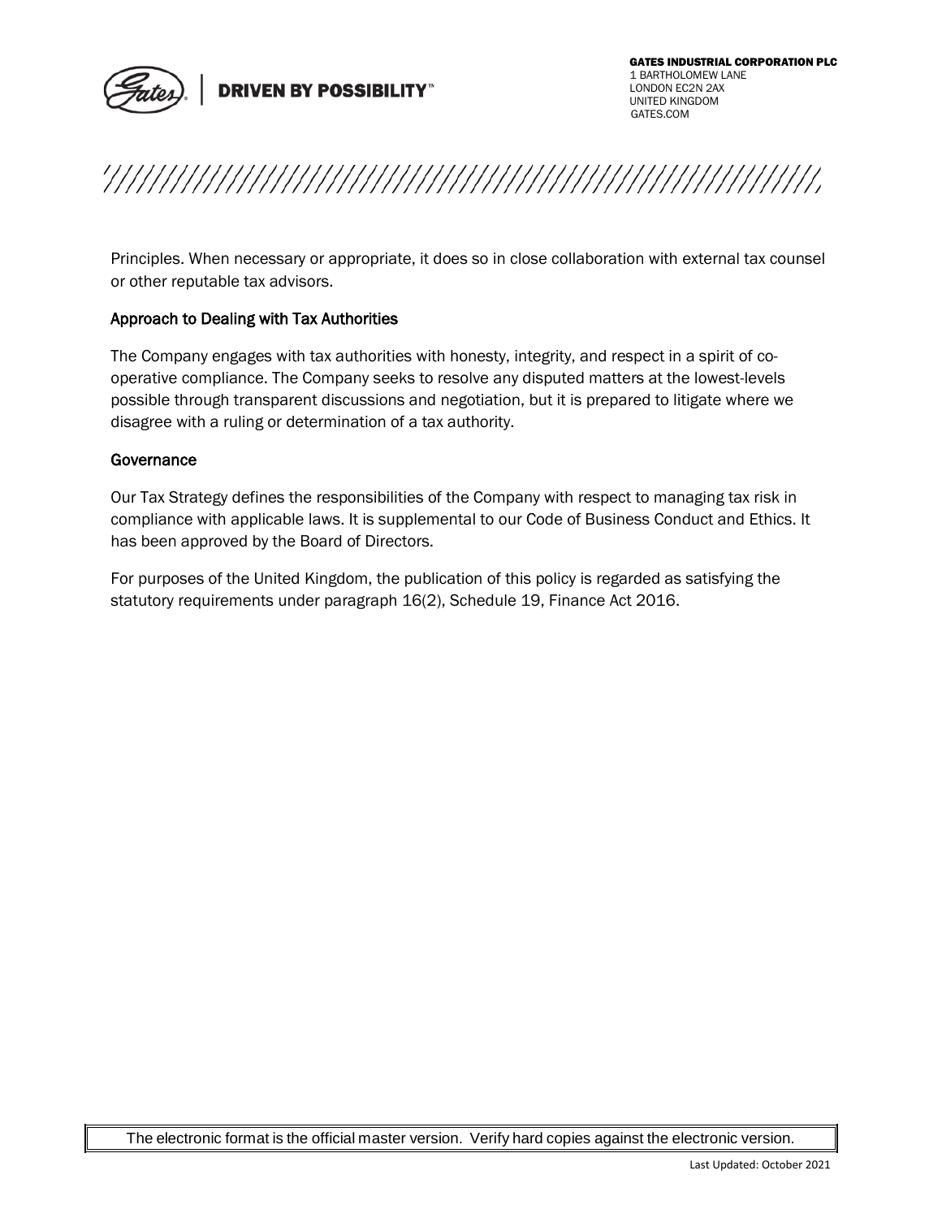Principles. When necessary or appropriate, it does so in close collaboration with external tax counsel or other reputable tax advisors.

### Approach to Dealing with Tax Authorities

The Company engages with tax authorities with honesty, integrity, and respect in a spirit of co-operative compliance. The Company seeks to resolve any disputed matters at the lowest-levels possible through transparent discussions and negotiation, but it is prepared to litigate where we disagree with a ruling or determination of a tax authority.

### Governance

Our Tax Strategy defines the responsibilities of the Company with respect to managing tax risk in compliance with applicable laws. It is supplemental to our Code of Business Conduct and Ethics. It has been approved by the Board of Directors.

For purposes of the United Kingdom, the publication of this policy is regarded as satisfying the statutory requirements under paragraph 16(2), Schedule 19, Finance Act 2016.